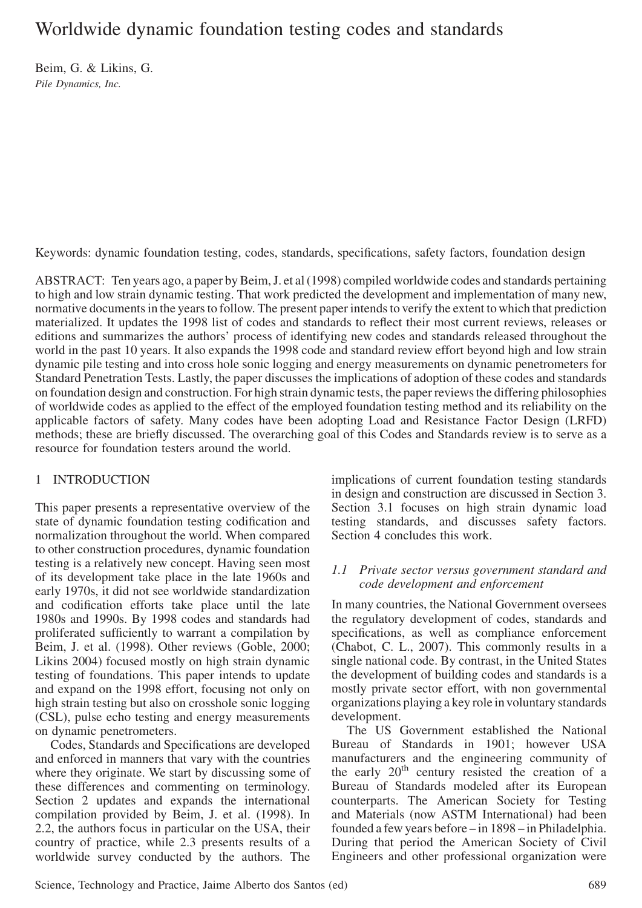# Worldwide dynamic foundation testing codes and standards

Beim, G. & Likins, G.
*Pile Dynamics, Inc.*

Keywords: dynamic foundation testing, codes, standards, specifications, safety factors, foundation design

ABSTRACT: Ten years ago, a paper by Beim, J. et al (1998) compiled worldwide codes and standards pertaining to high and low strain dynamic testing. That work predicted the development and implementation of many new, normative documents in the years to follow. The present paper intends to verify the extent to which that prediction materialized. It updates the 1998 list of codes and standards to reflect their most current reviews, releases or editions and summarizes the authors' process of identifying new codes and standards released throughout the world in the past 10 years. It also expands the 1998 code and standard review effort beyond high and low strain dynamic pile testing and into cross hole sonic logging and energy measurements on dynamic penetrometers for Standard Penetration Tests. Lastly, the paper discusses the implications of adoption of these codes and standards on foundation design and construction. For high strain dynamic tests, the paper reviews the differing philosophies of worldwide codes as applied to the effect of the employed foundation testing method and its reliability on the applicable factors of safety. Many codes have been adopting Load and Resistance Factor Design (LRFD) methods; these are briefly discussed. The overarching goal of this Codes and Standards review is to serve as a resource for foundation testers around the world.

## 1 INTRODUCTION

This paper presents a representative overview of the state of dynamic foundation testing codification and normalization throughout the world. When compared to other construction procedures, dynamic foundation testing is a relatively new concept. Having seen most of its development take place in the late 1960s and early 1970s, it did not see worldwide standardization and codification efforts take place until the late 1980s and 1990s. By 1998 codes and standards had proliferated sufficiently to warrant a compilation by Beim, J. et al. (1998). Other reviews (Goble, 2000; Likins 2004) focused mostly on high strain dynamic testing of foundations. This paper intends to update and expand on the 1998 effort, focusing not only on high strain testing but also on crosshole sonic logging (CSL), pulse echo testing and energy measurements on dynamic penetrometers.

Codes, Standards and Specifications are developed and enforced in manners that vary with the countries where they originate. We start by discussing some of these differences and commenting on terminology. Section 2 updates and expands the international compilation provided by Beim, J. et al. (1998). In 2.2, the authors focus in particular on the USA, their country of practice, while 2.3 presents results of a worldwide survey conducted by the authors. The implications of current foundation testing standards in design and construction are discussed in Section 3. Section 3.1 focuses on high strain dynamic load testing standards, and discusses safety factors. Section 4 concludes this work.

### *1.1 Private sector versus government standard and code development and enforcement*

In many countries, the National Government oversees the regulatory development of codes, standards and specifications, as well as compliance enforcement (Chabot, C. L., 2007). This commonly results in a single national code. By contrast, in the United States the development of building codes and standards is a mostly private sector effort, with non governmental organizations playing a key role in voluntary standards development.

The US Government established the National Bureau of Standards in 1901; however USA manufacturers and the engineering community of the early 20th century resisted the creation of a Bureau of Standards modeled after its European counterparts. The American Society for Testing and Materials (now ASTM International) had been founded a few years before – in 1898 – in Philadelphia. During that period the American Society of Civil Engineers and other professional organization were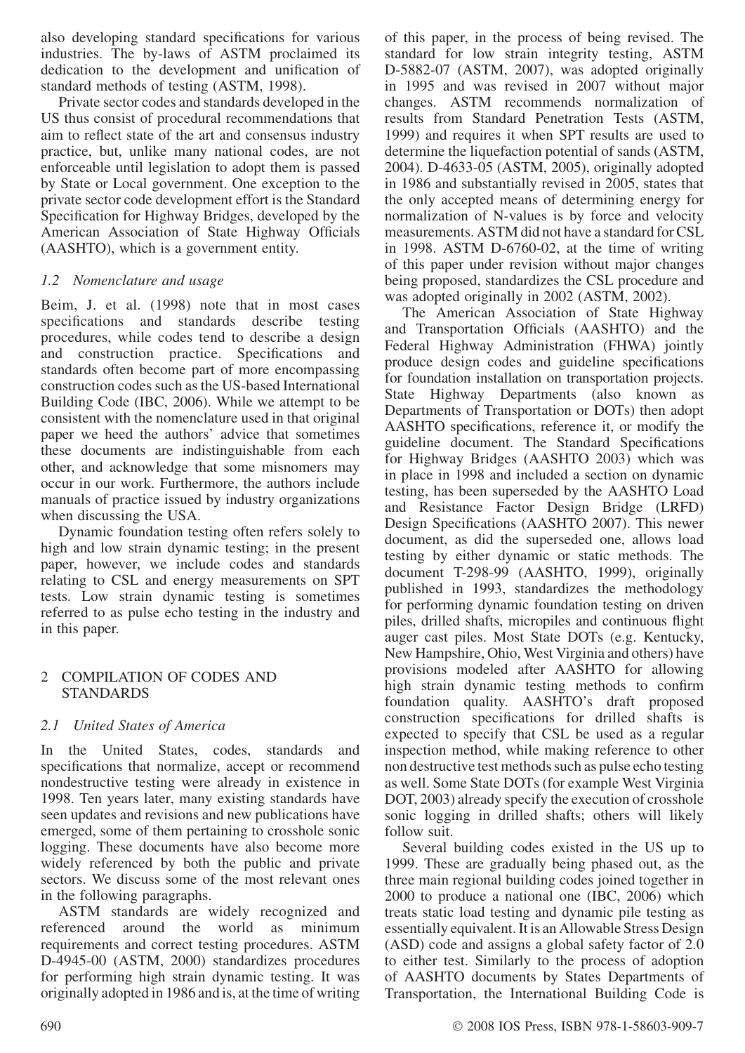also developing standard specifications for various industries. The by-laws of ASTM proclaimed its dedication to the development and unification of standard methods of testing (ASTM, 1998).

Private sector codes and standards developed in the US thus consist of procedural recommendations that aim to reflect state of the art and consensus industry practice, but, unlike many national codes, are not enforceable until legislation to adopt them is passed by State or Local government. One exception to the private sector code development effort is the Standard Specification for Highway Bridges, developed by the American Association of State Highway Officials (AASHTO), which is a government entity.

### *1.2 Nomenclature and usage*

Beim, J. et al. (1998) note that in most cases specifications and standards describe testing procedures, while codes tend to describe a design and construction practice. Specifications and standards often become part of more encompassing construction codes such as the US-based International Building Code (IBC, 2006). While we attempt to be consistent with the nomenclature used in that original paper we heed the authors' advice that sometimes these documents are indistinguishable from each other, and acknowledge that some misnomers may occur in our work. Furthermore, the authors include manuals of practice issued by industry organizations when discussing the USA.

Dynamic foundation testing often refers solely to high and low strain dynamic testing; in the present paper, however, we include codes and standards relating to CSL and energy measurements on SPT tests. Low strain dynamic testing is sometimes referred to as pulse echo testing in the industry and in this paper.

## 2 COMPILATION OF CODES AND STANDARDS

### *2.1 United States of America*

In the United States, codes, standards and specifications that normalize, accept or recommend nondestructive testing were already in existence in 1998. Ten years later, many existing standards have seen updates and revisions and new publications have emerged, some of them pertaining to crosshole sonic logging. These documents have also become more widely referenced by both the public and private sectors. We discuss some of the most relevant ones in the following paragraphs.

ASTM standards are widely recognized and referenced around the world as minimum requirements and correct testing procedures. ASTM D-4945-00 (ASTM, 2000) standardizes procedures for performing high strain dynamic testing. It was originally adopted in 1986 and is, at the time of writing of this paper, in the process of being revised. The standard for low strain integrity testing, ASTM D-5882-07 (ASTM, 2007), was adopted originally in 1995 and was revised in 2007 without major changes. ASTM recommends normalization of results from Standard Penetration Tests (ASTM, 1999) and requires it when SPT results are used to determine the liquefaction potential of sands (ASTM, 2004). D-4633-05 (ASTM, 2005), originally adopted in 1986 and substantially revised in 2005, states that the only accepted means of determining energy for normalization of N-values is by force and velocity measurements. ASTM did not have a standard for CSL in 1998. ASTM D-6760-02, at the time of writing of this paper under revision without major changes being proposed, standardizes the CSL procedure and was adopted originally in 2002 (ASTM, 2002).

The American Association of State Highway and Transportation Officials (AASHTO) and the Federal Highway Administration (FHWA) jointly produce design codes and guideline specifications for foundation installation on transportation projects. State Highway Departments (also known as Departments of Transportation or DOTs) then adopt AASHTO specifications, reference it, or modify the guideline document. The Standard Specifications for Highway Bridges (AASHTO 2003) which was in place in 1998 and included a section on dynamic testing, has been superseded by the AASHTO Load and Resistance Factor Design Bridge (LRFD) Design Specifications (AASHTO 2007). This newer document, as did the superseded one, allows load testing by either dynamic or static methods. The document T-298-99 (AASHTO, 1999), originally published in 1993, standardizes the methodology for performing dynamic foundation testing on driven piles, drilled shafts, micropiles and continuous flight auger cast piles. Most State DOTs (e.g. Kentucky, New Hampshire, Ohio, West Virginia and others) have provisions modeled after AASHTO for allowing high strain dynamic testing methods to confirm foundation quality. AASHTO's draft proposed construction specifications for drilled shafts is expected to specify that CSL be used as a regular inspection method, while making reference to other non destructive test methods such as pulse echo testing as well. Some State DOTs (for example West Virginia DOT, 2003) already specify the execution of crosshole sonic logging in drilled shafts; others will likely follow suit.

Several building codes existed in the US up to 1999. These are gradually being phased out, as the three main regional building codes joined together in 2000 to produce a national one (IBC, 2006) which treats static load testing and dynamic pile testing as essentially equivalent. It is an Allowable Stress Design (ASD) code and assigns a global safety factor of 2.0 to either test. Similarly to the process of adoption of AASHTO documents by States Departments of Transportation, the International Building Code is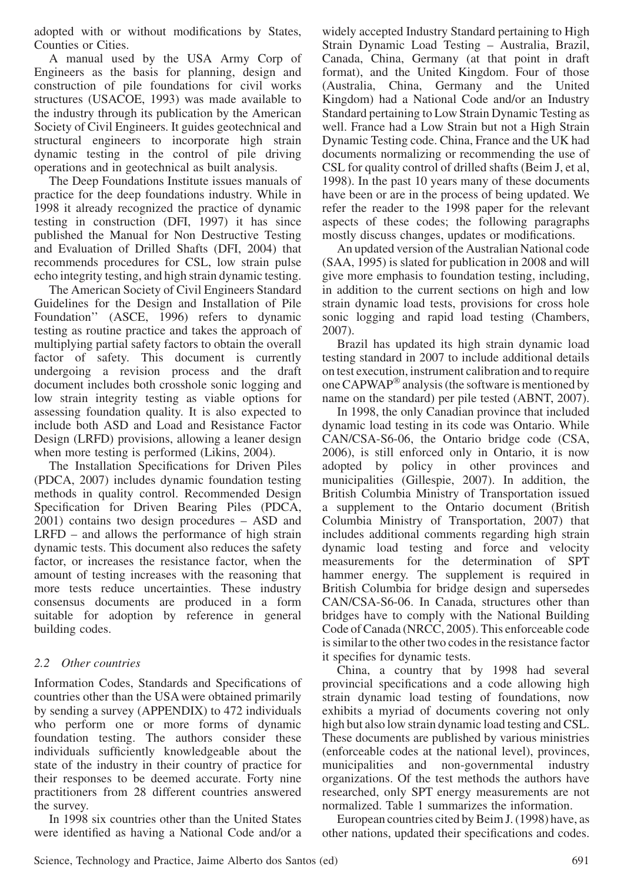adopted with or without modifications by States, Counties or Cities.

A manual used by the USA Army Corp of Engineers as the basis for planning, design and construction of pile foundations for civil works structures (USACOE, 1993) was made available to the industry through its publication by the American Society of Civil Engineers. It guides geotechnical and structural engineers to incorporate high strain dynamic testing in the control of pile driving operations and in geotechnical as built analysis.

The Deep Foundations Institute issues manuals of practice for the deep foundations industry. While in 1998 it already recognized the practice of dynamic testing in construction (DFI, 1997) it has since published the Manual for Non Destructive Testing and Evaluation of Drilled Shafts (DFI, 2004) that recommends procedures for CSL, low strain pulse echo integrity testing, and high strain dynamic testing.

The American Society of Civil Engineers Standard Guidelines for the Design and Installation of Pile Foundation'' (ASCE, 1996) refers to dynamic testing as routine practice and takes the approach of multiplying partial safety factors to obtain the overall factor of safety. This document is currently undergoing a revision process and the draft document includes both crosshole sonic logging and low strain integrity testing as viable options for assessing foundation quality. It is also expected to include both ASD and Load and Resistance Factor Design (LRFD) provisions, allowing a leaner design when more testing is performed (Likins, 2004).

The Installation Specifications for Driven Piles (PDCA, 2007) includes dynamic foundation testing methods in quality control. Recommended Design Specification for Driven Bearing Piles (PDCA, 2001) contains two design procedures – ASD and LRFD – and allows the performance of high strain dynamic tests. This document also reduces the safety factor, or increases the resistance factor, when the amount of testing increases with the reasoning that more tests reduce uncertainties. These industry consensus documents are produced in a form suitable for adoption by reference in general building codes.

### *2.2 Other countries*

Information Codes, Standards and Specifications of countries other than the USA were obtained primarily by sending a survey (APPENDIX) to 472 individuals who perform one or more forms of dynamic foundation testing. The authors consider these individuals sufficiently knowledgeable about the state of the industry in their country of practice for their responses to be deemed accurate. Forty nine practitioners from 28 different countries answered the survey.

In 1998 six countries other than the United States were identified as having a National Code and/or a widely accepted Industry Standard pertaining to High Strain Dynamic Load Testing – Australia, Brazil, Canada, China, Germany (at that point in draft format), and the United Kingdom. Four of those (Australia, China, Germany and the United Kingdom) had a National Code and/or an Industry Standard pertaining to Low Strain Dynamic Testing as well. France had a Low Strain but not a High Strain Dynamic Testing code. China, France and the UK had documents normalizing or recommending the use of CSL for quality control of drilled shafts (Beim J, et al, 1998). In the past 10 years many of these documents have been or are in the process of being updated. We refer the reader to the 1998 paper for the relevant aspects of these codes; the following paragraphs mostly discuss changes, updates or modifications.

An updated version of the Australian National code (SAA, 1995) is slated for publication in 2008 and will give more emphasis to foundation testing, including, in addition to the current sections on high and low strain dynamic load tests, provisions for cross hole sonic logging and rapid load testing (Chambers, 2007).

Brazil has updated its high strain dynamic load testing standard in 2007 to include additional details on test execution, instrument calibration and to require one CAPWAP® analysis (the software is mentioned by name on the standard) per pile tested (ABNT, 2007).

In 1998, the only Canadian province that included dynamic load testing in its code was Ontario. While CAN/CSA-S6-06, the Ontario bridge code (CSA, 2006), is still enforced only in Ontario, it is now adopted by policy in other provinces and municipalities (Gillespie, 2007). In addition, the British Columbia Ministry of Transportation issued a supplement to the Ontario document (British Columbia Ministry of Transportation, 2007) that includes additional comments regarding high strain dynamic load testing and force and velocity measurements for the determination of SPT hammer energy. The supplement is required in British Columbia for bridge design and supersedes CAN/CSA-S6-06. In Canada, structures other than bridges have to comply with the National Building Code of Canada (NRCC, 2005). This enforceable code is similar to the other two codes in the resistance factor it specifies for dynamic tests.

China, a country that by 1998 had several provincial specifications and a code allowing high strain dynamic load testing of foundations, now exhibits a myriad of documents covering not only high but also low strain dynamic load testing and CSL. These documents are published by various ministries (enforceable codes at the national level), provinces, municipalities and non-governmental industry organizations. Of the test methods the authors have researched, only SPT energy measurements are not normalized. Table 1 summarizes the information.

European countries cited by Beim J. (1998) have, as other nations, updated their specifications and codes.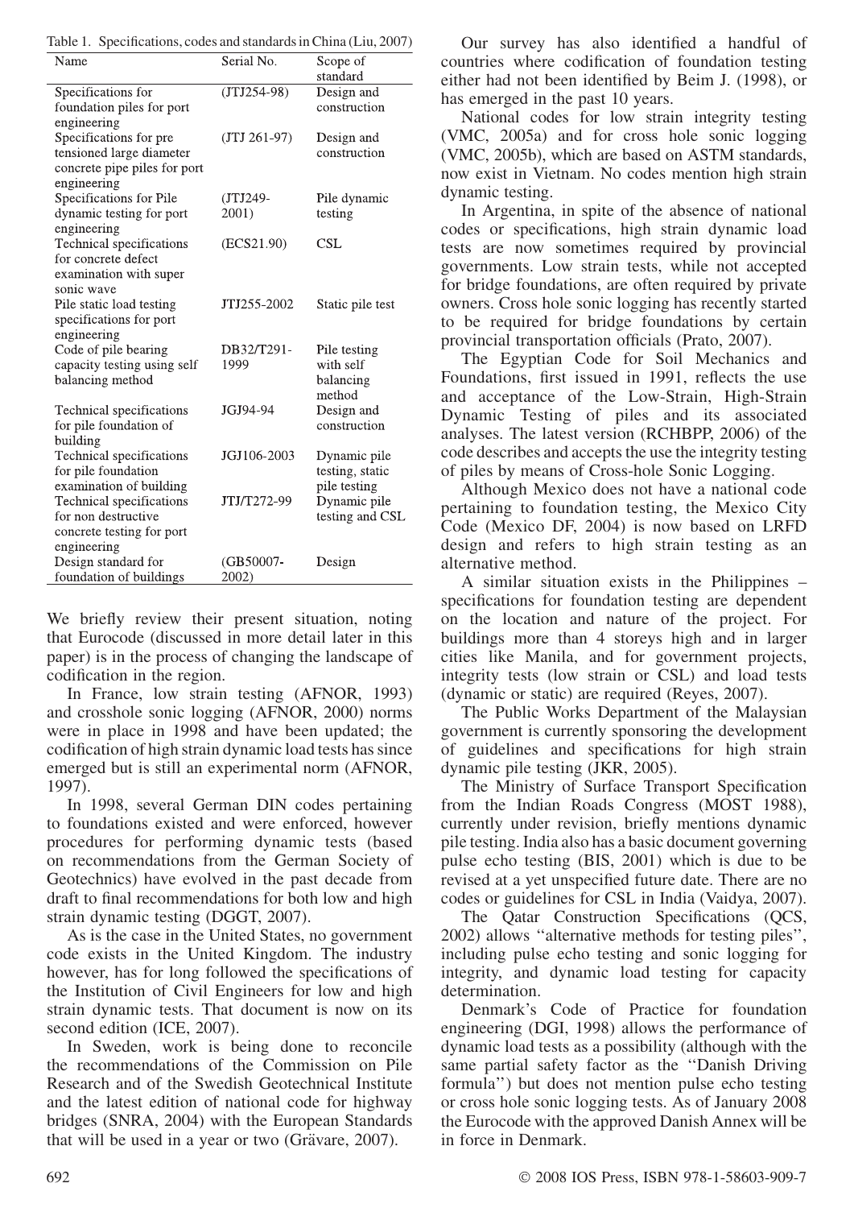Table 1. Specifications, codes and standards in China (Liu, 2007)

| Name | Serial No. | Scope of standard |
|---|---|---|
| Specifications for foundation piles for port engineering | (JTJ254-98) | Design and construction |
| Specifications for pre tensioned large diameter concrete pipe piles for port engineering | (JTJ 261-97) | Design and construction |
| Specifications for Pile dynamic testing for port engineering | (JTJ249-2001) | Pile dynamic testing |
| Technical specifications for concrete defect examination with super sonic wave | (ECS21.90) | CSL |
| Pile static load testing specifications for port engineering | JTJ255-2002 | Static pile test |
| Code of pile bearing capacity testing using self balancing method | DB32/T291-1999 | Pile testing with self balancing method |
| Technical specifications for pile foundation of building | JGJ94-94 | Design and construction |
| Technical specifications for pile foundation examination of building | JGJ106-2003 | Dynamic pile testing, static pile testing |
| Technical specifications for non destructive concrete testing for port engineering | JTJ/T272-99 | Dynamic pile testing and CSL |
| Design standard for foundation of buildings | (GB50007-2002) | Design |

We briefly review their present situation, noting that Eurocode (discussed in more detail later in this paper) is in the process of changing the landscape of codification in the region.

In France, low strain testing (AFNOR, 1993) and crosshole sonic logging (AFNOR, 2000) norms were in place in 1998 and have been updated; the codification of high strain dynamic load tests has since emerged but is still an experimental norm (AFNOR, 1997).

In 1998, several German DIN codes pertaining to foundations existed and were enforced, however procedures for performing dynamic tests (based on recommendations from the German Society of Geotechnics) have evolved in the past decade from draft to final recommendations for both low and high strain dynamic testing (DGGT, 2007).

As is the case in the United States, no government code exists in the United Kingdom. The industry however, has for long followed the specifications of the Institution of Civil Engineers for low and high strain dynamic tests. That document is now on its second edition (ICE, 2007).

In Sweden, work is being done to reconcile the recommendations of the Commission on Pile Research and of the Swedish Geotechnical Institute and the latest edition of national code for highway bridges (SNRA, 2004) with the European Standards that will be used in a year or two (Grävare, 2007).

Our survey has also identified a handful of countries where codification of foundation testing either had not been identified by Beim J. (1998), or has emerged in the past 10 years.

National codes for low strain integrity testing (VMC, 2005a) and for cross hole sonic logging (VMC, 2005b), which are based on ASTM standards, now exist in Vietnam. No codes mention high strain dynamic testing.

In Argentina, in spite of the absence of national codes or specifications, high strain dynamic load tests are now sometimes required by provincial governments. Low strain tests, while not accepted for bridge foundations, are often required by private owners. Cross hole sonic logging has recently started to be required for bridge foundations by certain provincial transportation officials (Prato, 2007).

The Egyptian Code for Soil Mechanics and Foundations, first issued in 1991, reflects the use and acceptance of the Low-Strain, High-Strain Dynamic Testing of piles and its associated analyses. The latest version (RCHBPP, 2006) of the code describes and accepts the use the integrity testing of piles by means of Cross-hole Sonic Logging.

Although Mexico does not have a national code pertaining to foundation testing, the Mexico City Code (Mexico DF, 2004) is now based on LRFD design and refers to high strain testing as an alternative method.

A similar situation exists in the Philippines – specifications for foundation testing are dependent on the location and nature of the project. For buildings more than 4 storeys high and in larger cities like Manila, and for government projects, integrity tests (low strain or CSL) and load tests (dynamic or static) are required (Reyes, 2007).

The Public Works Department of the Malaysian government is currently sponsoring the development of guidelines and specifications for high strain dynamic pile testing (JKR, 2005).

The Ministry of Surface Transport Specification from the Indian Roads Congress (MOST 1988), currently under revision, briefly mentions dynamic pile testing. India also has a basic document governing pulse echo testing (BIS, 2001) which is due to be revised at a yet unspecified future date. There are no codes or guidelines for CSL in India (Vaidya, 2007).

The Qatar Construction Specifications (QCS, 2002) allows "alternative methods for testing piles", including pulse echo testing and sonic logging for integrity, and dynamic load testing for capacity determination.

Denmark's Code of Practice for foundation engineering (DGI, 1998) allows the performance of dynamic load tests as a possibility (although with the same partial safety factor as the "Danish Driving formula") but does not mention pulse echo testing or cross hole sonic logging tests. As of January 2008 the Eurocode with the approved Danish Annex will be in force in Denmark.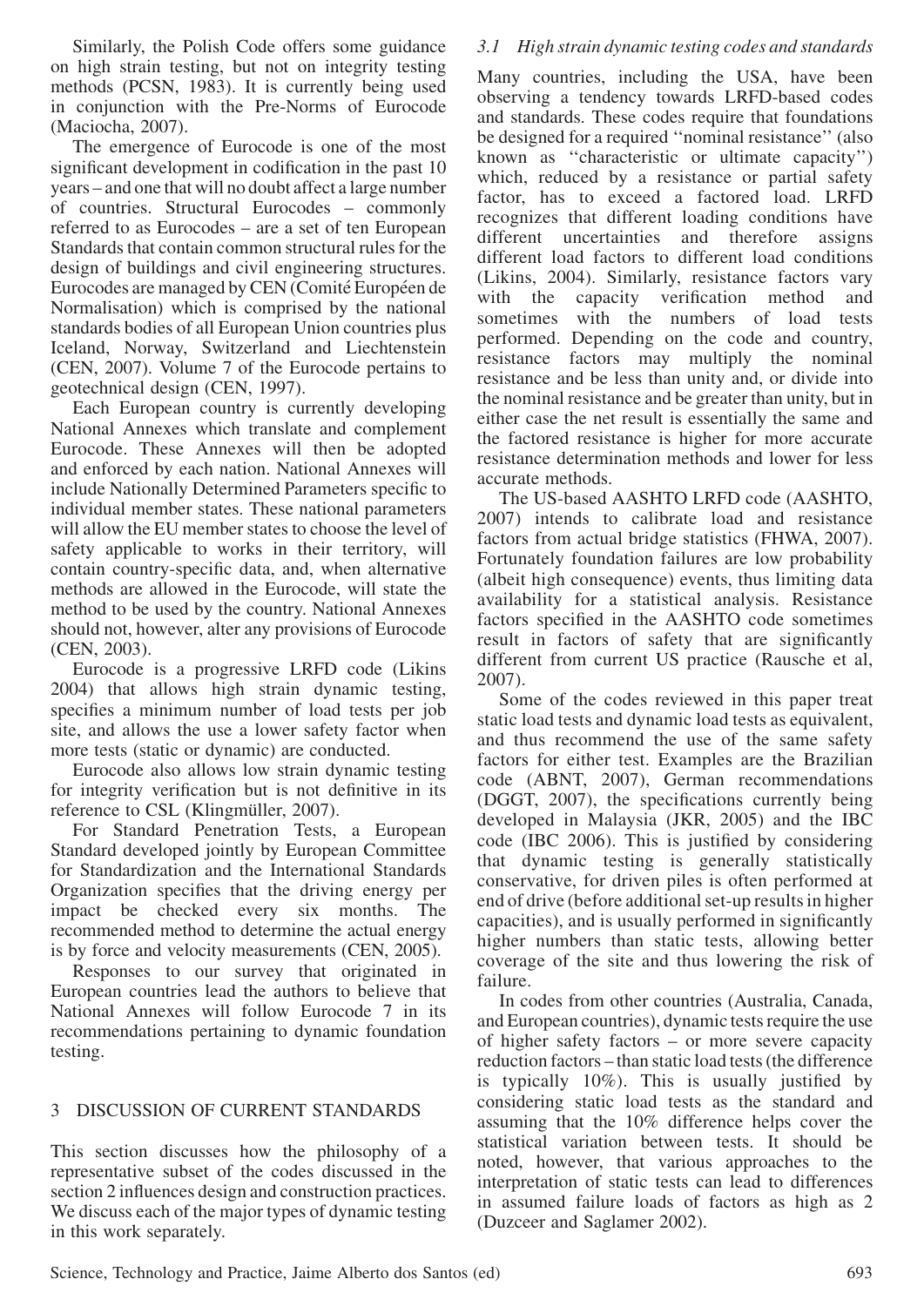Similarly, the Polish Code offers some guidance on high strain testing, but not on integrity testing methods (PCSN, 1983). It is currently being used in conjunction with the Pre-Norms of Eurocode (Maciocha, 2007).

The emergence of Eurocode is one of the most significant development in codification in the past 10 years – and one that will no doubt affect a large number of countries. Structural Eurocodes – commonly referred to as Eurocodes – are a set of ten European Standards that contain common structural rules for the design of buildings and civil engineering structures. Eurocodes are managed by CEN (Comité Européen de Normalisation) which is comprised by the national standards bodies of all European Union countries plus Iceland, Norway, Switzerland and Liechtenstein (CEN, 2007). Volume 7 of the Eurocode pertains to geotechnical design (CEN, 1997).

Each European country is currently developing National Annexes which translate and complement Eurocode. These Annexes will then be adopted and enforced by each nation. National Annexes will include Nationally Determined Parameters specific to individual member states. These national parameters will allow the EU member states to choose the level of safety applicable to works in their territory, will contain country-specific data, and, when alternative methods are allowed in the Eurocode, will state the method to be used by the country. National Annexes should not, however, alter any provisions of Eurocode (CEN, 2003).

Eurocode is a progressive LRFD code (Likins 2004) that allows high strain dynamic testing, specifies a minimum number of load tests per job site, and allows the use a lower safety factor when more tests (static or dynamic) are conducted.

Eurocode also allows low strain dynamic testing for integrity verification but is not definitive in its reference to CSL (Klingmüller, 2007).

For Standard Penetration Tests, a European Standard developed jointly by European Committee for Standardization and the International Standards Organization specifies that the driving energy per impact be checked every six months. The recommended method to determine the actual energy is by force and velocity measurements (CEN, 2005).

Responses to our survey that originated in European countries lead the authors to believe that National Annexes will follow Eurocode 7 in its recommendations pertaining to dynamic foundation testing.

## 3 DISCUSSION OF CURRENT STANDARDS

This section discusses how the philosophy of a representative subset of the codes discussed in the section 2 influences design and construction practices. We discuss each of the major types of dynamic testing in this work separately.

### *3.1 High strain dynamic testing codes and standards*

Many countries, including the USA, have been observing a tendency towards LRFD-based codes and standards. These codes require that foundations be designed for a required ''nominal resistance'' (also known as ''characteristic or ultimate capacity'') which, reduced by a resistance or partial safety factor, has to exceed a factored load. LRFD recognizes that different loading conditions have different uncertainties and therefore assigns different load factors to different load conditions (Likins, 2004). Similarly, resistance factors vary with the capacity verification method and sometimes with the numbers of load tests performed. Depending on the code and country, resistance factors may multiply the nominal resistance and be less than unity and, or divide into the nominal resistance and be greater than unity, but in either case the net result is essentially the same and the factored resistance is higher for more accurate resistance determination methods and lower for less accurate methods.

The US-based AASHTO LRFD code (AASHTO, 2007) intends to calibrate load and resistance factors from actual bridge statistics (FHWA, 2007). Fortunately foundation failures are low probability (albeit high consequence) events, thus limiting data availability for a statistical analysis. Resistance factors specified in the AASHTO code sometimes result in factors of safety that are significantly different from current US practice (Rausche et al, 2007).

Some of the codes reviewed in this paper treat static load tests and dynamic load tests as equivalent, and thus recommend the use of the same safety factors for either test. Examples are the Brazilian code (ABNT, 2007), German recommendations (DGGT, 2007), the specifications currently being developed in Malaysia (JKR, 2005) and the IBC code (IBC 2006). This is justified by considering that dynamic testing is generally statistically conservative, for driven piles is often performed at end of drive (before additional set-up results in higher capacities), and is usually performed in significantly higher numbers than static tests, allowing better coverage of the site and thus lowering the risk of failure.

In codes from other countries (Australia, Canada, and European countries), dynamic tests require the use of higher safety factors – or more severe capacity reduction factors – than static load tests (the difference is typically 10%). This is usually justified by considering static load tests as the standard and assuming that the 10% difference helps cover the statistical variation between tests. It should be noted, however, that various approaches to the interpretation of static tests can lead to differences in assumed failure loads of factors as high as 2 (Duzceer and Saglamer 2002).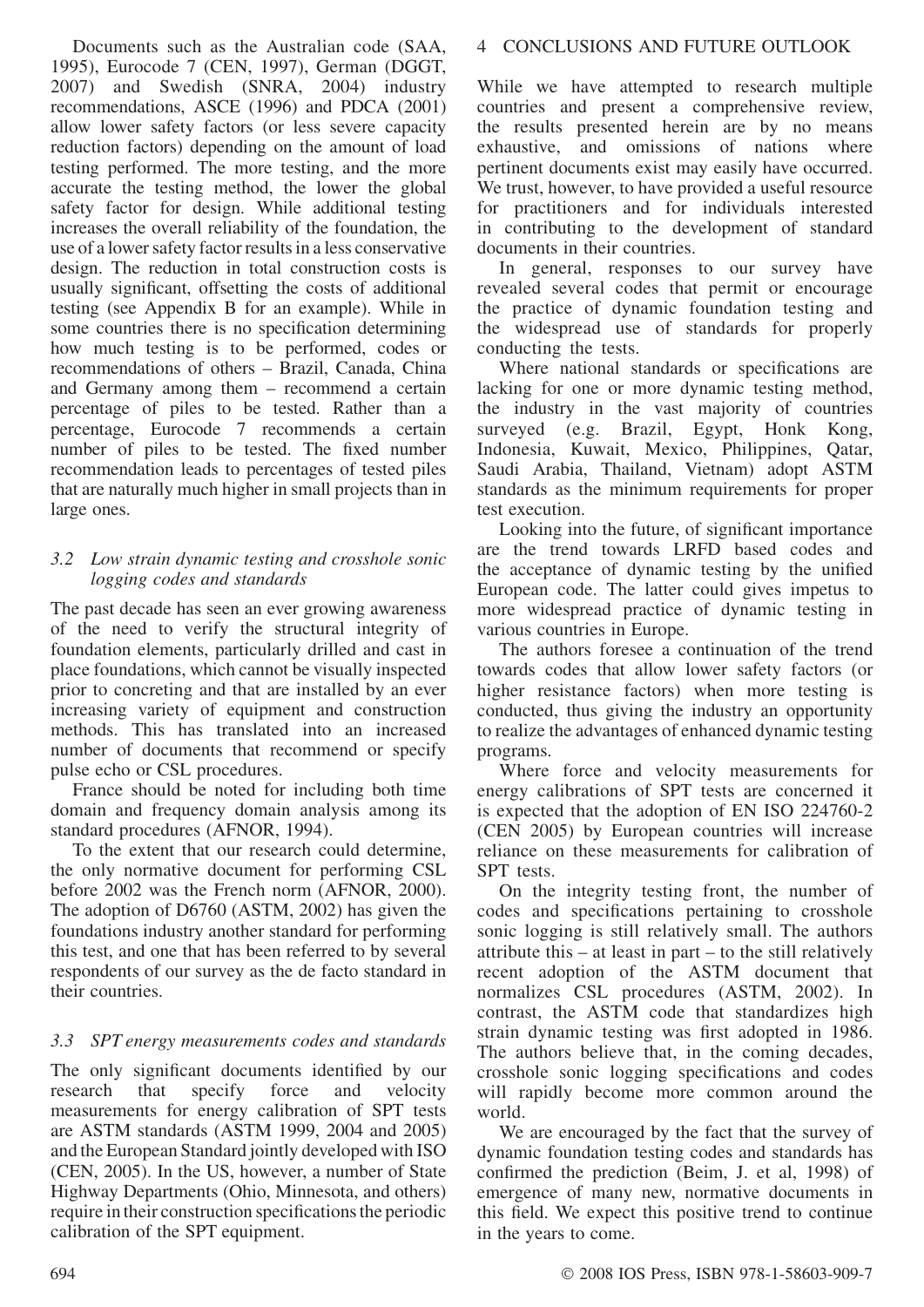Documents such as the Australian code (SAA, 1995), Eurocode 7 (CEN, 1997), German (DGGT, 2007) and Swedish (SNRA, 2004) industry recommendations, ASCE (1996) and PDCA (2001) allow lower safety factors (or less severe capacity reduction factors) depending on the amount of load testing performed. The more testing, and the more accurate the testing method, the lower the global safety factor for design. While additional testing increases the overall reliability of the foundation, the use of a lower safety factor results in a less conservative design. The reduction in total construction costs is usually significant, offsetting the costs of additional testing (see Appendix B for an example). While in some countries there is no specification determining how much testing is to be performed, codes or recommendations of others – Brazil, Canada, China and Germany among them – recommend a certain percentage of piles to be tested. Rather than a percentage, Eurocode 7 recommends a certain number of piles to be tested. The fixed number recommendation leads to percentages of tested piles that are naturally much higher in small projects than in large ones.

### *3.2 Low strain dynamic testing and crosshole sonic logging codes and standards*

The past decade has seen an ever growing awareness of the need to verify the structural integrity of foundation elements, particularly drilled and cast in place foundations, which cannot be visually inspected prior to concreting and that are installed by an ever increasing variety of equipment and construction methods. This has translated into an increased number of documents that recommend or specify pulse echo or CSL procedures.

France should be noted for including both time domain and frequency domain analysis among its standard procedures (AFNOR, 1994).

To the extent that our research could determine, the only normative document for performing CSL before 2002 was the French norm (AFNOR, 2000). The adoption of D6760 (ASTM, 2002) has given the foundations industry another standard for performing this test, and one that has been referred to by several respondents of our survey as the de facto standard in their countries.

### *3.3 SPT energy measurements codes and standards*

The only significant documents identified by our research that specify force and velocity measurements for energy calibration of SPT tests are ASTM standards (ASTM 1999, 2004 and 2005) and the European Standard jointly developed with ISO (CEN, 2005). In the US, however, a number of State Highway Departments (Ohio, Minnesota, and others) require in their construction specifications the periodic calibration of the SPT equipment.

## 4 CONCLUSIONS AND FUTURE OUTLOOK

While we have attempted to research multiple countries and present a comprehensive review, the results presented herein are by no means exhaustive, and omissions of nations where pertinent documents exist may easily have occurred. We trust, however, to have provided a useful resource for practitioners and for individuals interested in contributing to the development of standard documents in their countries.

In general, responses to our survey have revealed several codes that permit or encourage the practice of dynamic foundation testing and the widespread use of standards for properly conducting the tests.

Where national standards or specifications are lacking for one or more dynamic testing method, the industry in the vast majority of countries surveyed (e.g. Brazil, Egypt, Honk Kong, Indonesia, Kuwait, Mexico, Philippines, Qatar, Saudi Arabia, Thailand, Vietnam) adopt ASTM standards as the minimum requirements for proper test execution.

Looking into the future, of significant importance are the trend towards LRFD based codes and the acceptance of dynamic testing by the unified European code. The latter could give impetus to more widespread practice of dynamic testing in various countries in Europe.

The authors foresee a continuation of the trend towards codes that allow lower safety factors (or higher resistance factors) when more testing is conducted, thus giving the industry an opportunity to realize the advantages of enhanced dynamic testing programs.

Where force and velocity measurements for energy calibrations of SPT tests are concerned it is expected that the adoption of EN ISO 224760-2 (CEN 2005) by European countries will increase reliance on these measurements for calibration of SPT tests.

On the integrity testing front, the number of codes and specifications pertaining to crosshole sonic logging is still relatively small. The authors attribute this – at least in part – to the still relatively recent adoption of the ASTM document that normalizes CSL procedures (ASTM, 2002). In contrast, the ASTM code that standardizes high strain dynamic testing was first adopted in 1986. The authors believe that, in the coming decades, crosshole sonic logging specifications and codes will rapidly become more common around the world.

We are encouraged by the fact that the survey of dynamic foundation testing codes and standards has confirmed the prediction (Beim, J. et al, 1998) of emergence of many new, normative documents in this field. We expect this positive trend to continue in the years to come.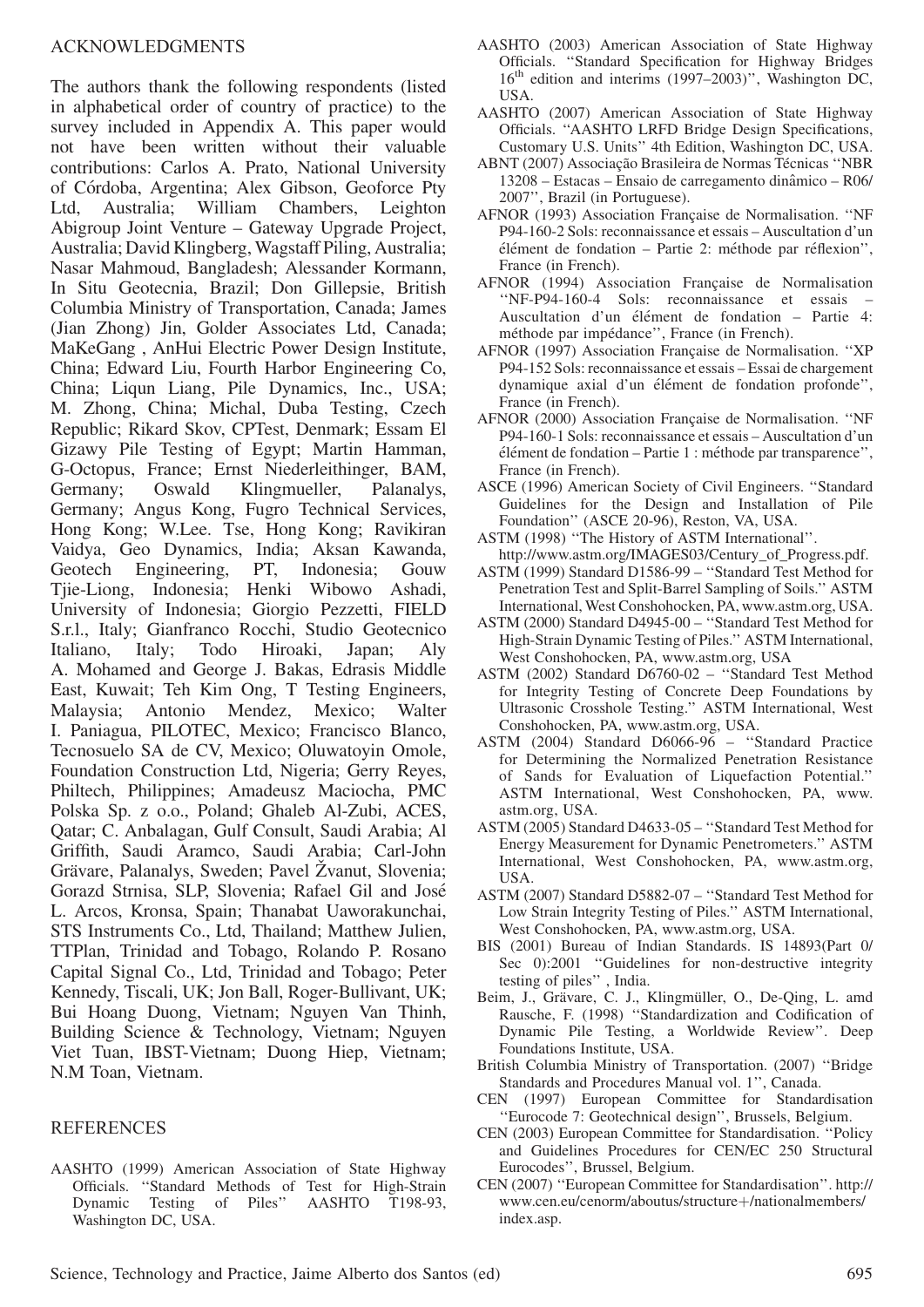## ACKNOWLEDGMENTS

The authors thank the following respondents (listed in alphabetical order of country of practice) to the survey included in Appendix A. This paper would not have been written without their valuable contributions: Carlos A. Prato, National University of Córdoba, Argentina; Alex Gibson, Geoforce Pty Ltd, Australia; William Chambers, Leighton Abigroup Joint Venture – Gateway Upgrade Project, Australia; David Klingberg, Wagstaff Piling, Australia; Nasar Mahmoud, Bangladesh; Alessander Kormann, In Situ Geotecnia, Brazil; Don Gillepsie, British Columbia Ministry of Transportation, Canada; James (Jian Zhong) Jin, Golder Associates Ltd, Canada; MaKeGang , AnHui Electric Power Design Institute, China; Edward Liu, Fourth Harbor Engineering Co, China; Liqun Liang, Pile Dynamics, Inc., USA; M. Zhong, China; Michal, Duba Testing, Czech Republic; Rikard Skov, CPTest, Denmark; Essam El Gizawy Pile Testing of Egypt; Martin Hamman, G-Octopus, France; Ernst Niederleithinger, BAM, Germany; Oswald Klingmueller, Palanalys, Germany; Angus Kong, Fugro Technical Services, Hong Kong; W.Lee. Tse, Hong Kong; Ravikiran Vaidya, Geo Dynamics, India; Aksan Kawanda, Geotech Engineering, PT, Indonesia; Gouw Tjie-Liong, Indonesia; Henki Wibowo Ashadi, University of Indonesia; Giorgio Pezzetti, FIELD S.r.l., Italy; Gianfranco Rocchi, Studio Geotecnico Italiano, Italy; Todo Hiroaki, Japan; Aly A. Mohamed and George J. Bakas, Edrasis Middle East, Kuwait; Teh Kim Ong, T Testing Engineers, Malaysia; Antonio Mendez, Mexico; Walter I. Paniagua, PILOTEC, Mexico; Francisco Blanco, Tecnosuelo SA de CV, Mexico; Oluwatoyin Omole, Foundation Construction Ltd, Nigeria; Gerry Reyes, Philtech, Philippines; Amadeusz Maciocha, PMC Polska Sp. z o.o., Poland; Ghaleb Al-Zubi, ACES, Qatar; C. Anbalagan, Gulf Consult, Saudi Arabia; Al Griffith, Saudi Aramco, Saudi Arabia; Carl-John Grävare, Palanalys, Sweden; Pavel Žvanut, Slovenia; Gorazd Strnisa, SLP, Slovenia; Rafael Gil and José L. Arcos, Kronsa, Spain; Thanabat Uaworakunchai, STS Instruments Co., Ltd, Thailand; Matthew Julien, TTPlan, Trinidad and Tobago, Rolando P. Rosano Capital Signal Co., Ltd, Trinidad and Tobago; Peter Kennedy, Tiscali, UK; Jon Ball, Roger-Bullivant, UK; Bui Hoang Duong, Vietnam; Nguyen Van Thinh, Building Science & Technology, Vietnam; Nguyen Viet Tuan, IBST-Vietnam; Duong Hiep, Vietnam; N.M Toan, Vietnam.

## REFERENCES

AASHTO (1999) American Association of State Highway Officials. "Standard Methods of Test for High-Strain Dynamic Testing of Piles" AASHTO T198-93, Washington DC, USA.

AASHTO (2003) American Association of State Highway Officials. "Standard Specification for Highway Bridges 16th edition and interims (1997–2003)", Washington DC, USA.

AASHTO (2007) American Association of State Highway Officials. "AASHTO LRFD Bridge Design Specifications, Customary U.S. Units" 4th Edition, Washington DC, USA.

ABNT (2007) Associação Brasileira de Normas Técnicas "NBR 13208 – Estacas – Ensaio de carregamento dinâmico – R06/ 2007", Brazil (in Portuguese).

AFNOR (1993) Association Française de Normalisation. "NF P94-160-2 Sols: reconnaissance et essais – Auscultation d'un élément de fondation – Partie 2: méthode par réflexion", France (in French).

AFNOR (1994) Association Française de Normalisation "NF-P94-160-4 Sols: reconnaissance et essais – Auscultation d'un élément de fondation – Partie 4: méthode par impédance", France (in French).

AFNOR (1997) Association Française de Normalisation. "XP P94-152 Sols: reconnaissance et essais – Essai de chargement dynamique axial d'un élément de fondation profonde", France (in French).

AFNOR (2000) Association Française de Normalisation. "NF P94-160-1 Sols: reconnaissance et essais – Auscultation d'un élément de fondation – Partie 1 : méthode par transparence", France (in French).

ASCE (1996) American Society of Civil Engineers. "Standard Guidelines for the Design and Installation of Pile Foundation" (ASCE 20-96), Reston, VA, USA.

ASTM (1998) "The History of ASTM International". http://www.astm.org/IMAGES03/Century_of_Progress.pdf.

ASTM (1999) Standard D1586-99 – "Standard Test Method for Penetration Test and Split-Barrel Sampling of Soils." ASTM International, West Conshohocken, PA, www.astm.org, USA.

ASTM (2000) Standard D4945-00 – "Standard Test Method for High-Strain Dynamic Testing of Piles." ASTM International, West Conshohocken, PA, www.astm.org, USA

ASTM (2002) Standard D6760-02 – "Standard Test Method for Integrity Testing of Concrete Deep Foundations by Ultrasonic Crosshole Testing." ASTM International, West Conshohocken, PA, www.astm.org, USA.

ASTM (2004) Standard D6066-96 – "Standard Practice for Determining the Normalized Penetration Resistance of Sands for Evaluation of Liquefaction Potential." ASTM International, West Conshohocken, PA, www.astm.org, USA.

ASTM (2005) Standard D4633-05 – "Standard Test Method for Energy Measurement for Dynamic Penetrometers." ASTM International, West Conshohocken, PA, www.astm.org, USA.

ASTM (2007) Standard D5882-07 – "Standard Test Method for Low Strain Integrity Testing of Piles." ASTM International, West Conshohocken, PA, www.astm.org, USA.

BIS (2001) Bureau of Indian Standards. IS 14893(Part 0/ Sec 0):2001 "Guidelines for non-destructive integrity testing of piles" , India.

Beim, J., Grävare, C. J., Klingmüller, O., De-Qing, L. amd Rausche, F. (1998) "Standardization and Codification of Dynamic Pile Testing, a Worldwide Review". Deep Foundations Institute, USA.

British Columbia Ministry of Transportation. (2007) "Bridge Standards and Procedures Manual vol. 1", Canada.

CEN (1997) European Committee for Standardisation "Eurocode 7: Geotechnical design", Brussels, Belgium.

CEN (2003) European Committee for Standardisation. "Policy and Guidelines Procedures for CEN/EC 250 Structural Eurocodes", Brussel, Belgium.

CEN (2007) "European Committee for Standardisation". http://www.cen.eu/cenorm/aboutus/structure+/nationalmembers/index.asp.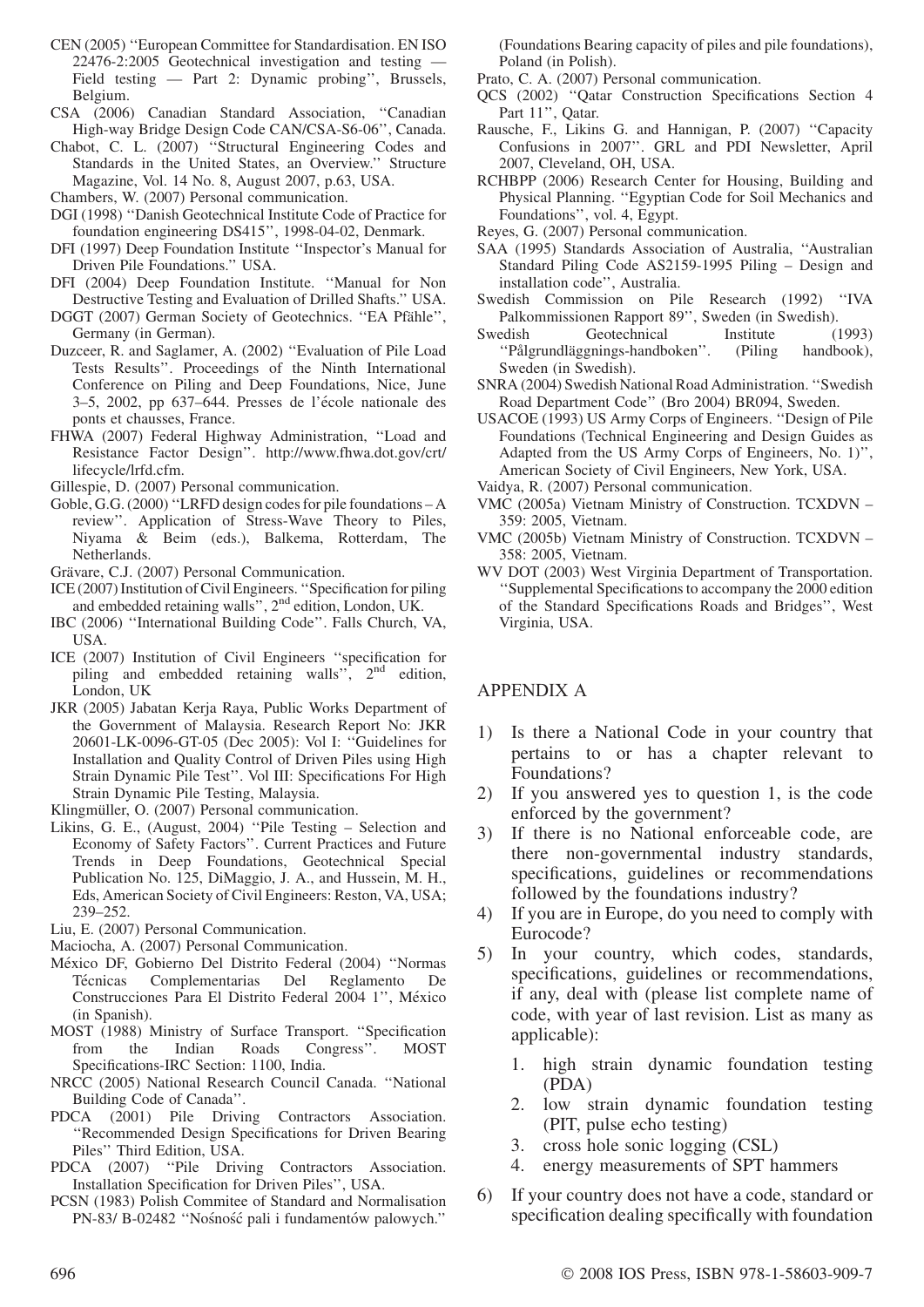CEN (2005) ''European Committee for Standardisation. EN ISO 22476-2:2005 Geotechnical investigation and testing — Field testing — Part 2: Dynamic probing'', Brussels, Belgium.

CSA (2006) Canadian Standard Association, ''Canadian High-way Bridge Design Code CAN/CSA-S6-06'', Canada.

Chabot, C. L. (2007) ''Structural Engineering Codes and Standards in the United States, an Overview.'' Structure Magazine, Vol. 14 No. 8, August 2007, p.63, USA.

Chambers, W. (2007) Personal communication.

DGI (1998) ''Danish Geotechnical Institute Code of Practice for foundation engineering DS415'', 1998-04-02, Denmark.

DFI (1997) Deep Foundation Institute ''Inspector's Manual for Driven Pile Foundations.'' USA.

DFI (2004) Deep Foundation Institute. ''Manual for Non Destructive Testing and Evaluation of Drilled Shafts.'' USA.

DGGT (2007) German Society of Geotechnics. ''EA Pfähle'', Germany (in German).

Duzceer, R. and Saglamer, A. (2002) ''Evaluation of Pile Load Tests Results''. Proceedings of the Ninth International Conference on Piling and Deep Foundations, Nice, June 3–5, 2002, pp 637–644. Presses de l'école nationale des ponts et chausses, France.

FHWA (2007) Federal Highway Administration, ''Load and Resistance Factor Design''. http://www.fhwa.dot.gov/crt/lifecycle/lrfd.cfm.

Gillespie, D. (2007) Personal communication.

Goble, G.G. (2000) ''LRFD design codes for pile foundations – A review''. Application of Stress-Wave Theory to Piles, Niyama & Beim (eds.), Balkema, Rotterdam, The Netherlands.

Grävare, C.J. (2007) Personal Communication.

ICE (2007) Institution of Civil Engineers. ''Specification for piling and embedded retaining walls'', 2nd edition, London, UK.

IBC (2006) ''International Building Code''. Falls Church, VA, USA.

ICE (2007) Institution of Civil Engineers ''specification for piling and embedded retaining walls'', 2nd edition, London, UK

JKR (2005) Jabatan Kerja Raya, Public Works Department of the Government of Malaysia. Research Report No: JKR 20601-LK-0096-GT-05 (Dec 2005): Vol I: ''Guidelines for Installation and Quality Control of Driven Piles using High Strain Dynamic Pile Test''. Vol III: Specifications For High Strain Dynamic Pile Testing, Malaysia.

Klingmüller, O. (2007) Personal communication.

Likins, G. E., (August, 2004) ''Pile Testing – Selection and Economy of Safety Factors''. Current Practices and Future Trends in Deep Foundations, Geotechnical Special Publication No. 125, DiMaggio, J. A., and Hussein, M. H., Eds, American Society of Civil Engineers: Reston, VA, USA; 239–252.

Liu, E. (2007) Personal Communication.

Maciocha, A. (2007) Personal Communication.

México DF, Gobierno Del Distrito Federal (2004) ''Normas Técnicas Complementarias Del Reglamento De Construcciones Para El Distrito Federal 2004 1'', México (in Spanish).

MOST (1988) Ministry of Surface Transport. ''Specification from the Indian Roads Congress''. MOST Specifications-IRC Section: 1100, India.

NRCC (2005) National Research Council Canada. ''National Building Code of Canada''.

PDCA (2001) Pile Driving Contractors Association. ''Recommended Design Specifications for Driven Bearing Piles'' Third Edition, USA.

PDCA (2007) ''Pile Driving Contractors Association. Installation Specification for Driven Piles'', USA.

PCSN (1983) Polish Commitee of Standard and Normalisation PN-83/ B-02482 ''Nośność pali i fundamentów palowych.'' (Foundations Bearing capacity of piles and pile foundations), Poland (in Polish).

Prato, C. A. (2007) Personal communication.

QCS (2002) ''Qatar Construction Specifications Section 4 Part 11'', Qatar.

Rausche, F., Likins G. and Hannigan, P. (2007) ''Capacity Confusions in 2007''. GRL and PDI Newsletter, April 2007, Cleveland, OH, USA.

RCHBPP (2006) Research Center for Housing, Building and Physical Planning. ''Egyptian Code for Soil Mechanics and Foundations'', vol. 4, Egypt.

Reyes, G. (2007) Personal communication.

SAA (1995) Standards Association of Australia, ''Australian Standard Piling Code AS2159-1995 Piling – Design and installation code'', Australia.

Swedish Commission on Pile Research (1992) ''IVA Palkommissionen Rapport 89'', Sweden (in Swedish).

Swedish Geotechnical Institute (1993) ''Pålgrundläggnings-handboken''. (Piling handbook), Sweden (in Swedish).

SNRA (2004) Swedish National Road Administration. ''Swedish Road Department Code'' (Bro 2004) BR094, Sweden.

USACOE (1993) US Army Corps of Engineers. ''Design of Pile Foundations (Technical Engineering and Design Guides as Adapted from the US Army Corps of Engineers, No. 1)'', American Society of Civil Engineers, New York, USA.

Vaidya, R. (2007) Personal communication.

VMC (2005a) Vietnam Ministry of Construction. TCXDVN – 359: 2005, Vietnam.

VMC (2005b) Vietnam Ministry of Construction. TCXDVN – 358: 2005, Vietnam.

WV DOT (2003) West Virginia Department of Transportation. ''Supplemental Specifications to accompany the 2000 edition of the Standard Specifications Roads and Bridges'', West Virginia, USA.

## APPENDIX A

1) Is there a National Code in your country that pertains to or has a chapter relevant to Foundations?
2) If you answered yes to question 1, is the code enforced by the government?
3) If there is no National enforceable code, are there non-governmental industry standards, specifications, guidelines or recommendations followed by the foundations industry?
4) If you are in Europe, do you need to comply with Eurocode?
5) In your country, which codes, standards, specifications, guidelines or recommendations, if any, deal with (please list complete name of code, with year of last revision. List as many as applicable):
    1. high strain dynamic foundation testing (PDA)
    2. low strain dynamic foundation testing (PIT, pulse echo testing)
    3. cross hole sonic logging (CSL)
    4. energy measurements of SPT hammers
6) If your country does not have a code, standard or specification dealing specifically with foundation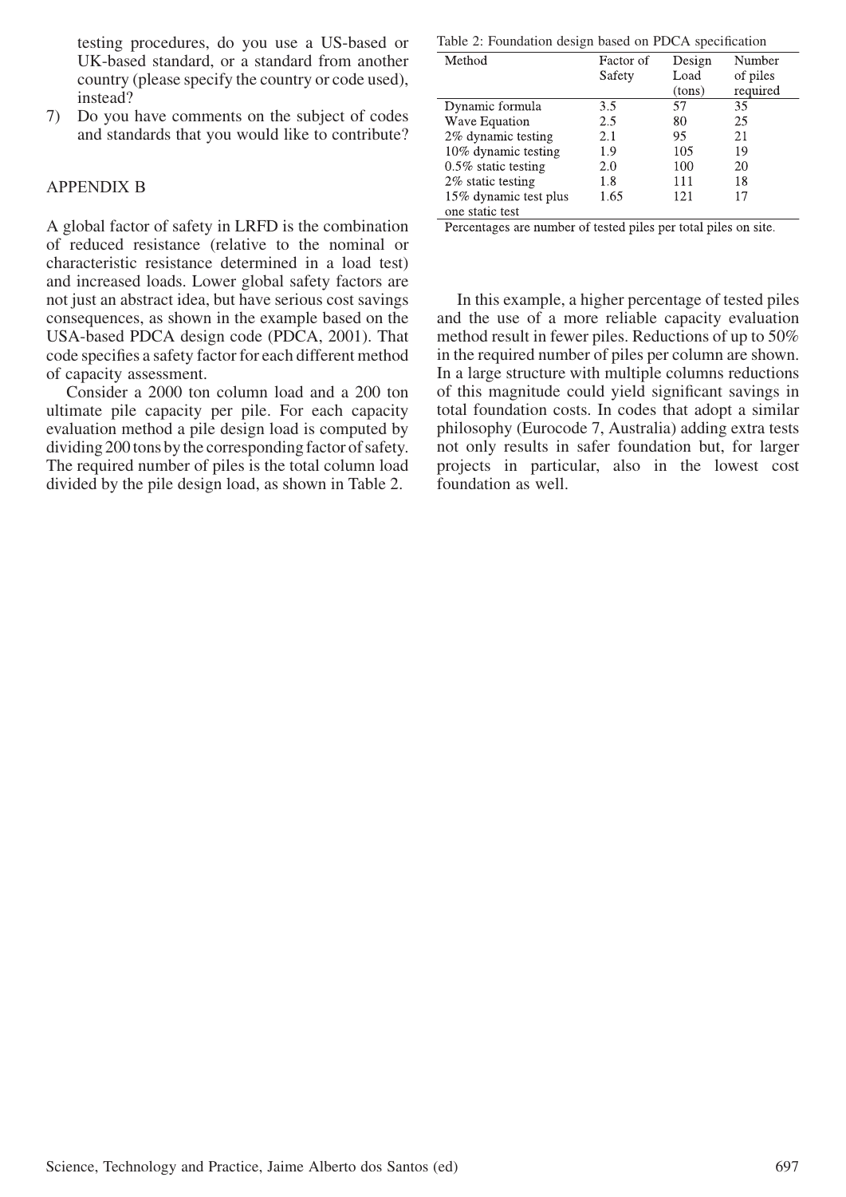testing procedures, do you use a US-based or UK-based standard, or a standard from another country (please specify the country or code used), instead?

7) Do you have comments on the subject of codes and standards that you would like to contribute?

## APPENDIX B

A global factor of safety in LRFD is the combination of reduced resistance (relative to the nominal or characteristic resistance determined in a load test) and increased loads. Lower global safety factors are not just an abstract idea, but have serious cost savings consequences, as shown in the example based on the USA-based PDCA design code (PDCA, 2001). That code specifies a safety factor for each different method of capacity assessment.

Consider a 2000 ton column load and a 200 ton ultimate pile capacity per pile. For each capacity evaluation method a pile design load is computed by dividing 200 tons by the corresponding factor of safety. The required number of piles is the total column load divided by the pile design load, as shown in Table 2.

Table 2: Foundation design based on PDCA specification

| Method | Factor of Safety | Design Load (tons) | Number of piles required |
|---|---|---|---|
| Dynamic formula | 3.5 | 57 | 35 |
| Wave Equation | 2.5 | 80 | 25 |
| 2% dynamic testing | 2.1 | 95 | 21 |
| 10% dynamic testing | 1.9 | 105 | 19 |
| 0.5% static testing | 2.0 | 100 | 20 |
| 2% static testing | 1.8 | 111 | 18 |
| 15% dynamic test plus one static test | 1.65 | 121 | 17 |

Percentages are number of tested piles per total piles on site.

In this example, a higher percentage of tested piles and the use of a more reliable capacity evaluation method result in fewer piles. Reductions of up to 50% in the required number of piles per column are shown. In a large structure with multiple columns reductions of this magnitude could yield significant savings in total foundation costs. In codes that adopt a similar philosophy (Eurocode 7, Australia) adding extra tests not only results in safer foundation but, for larger projects in particular, also in the lowest cost foundation as well.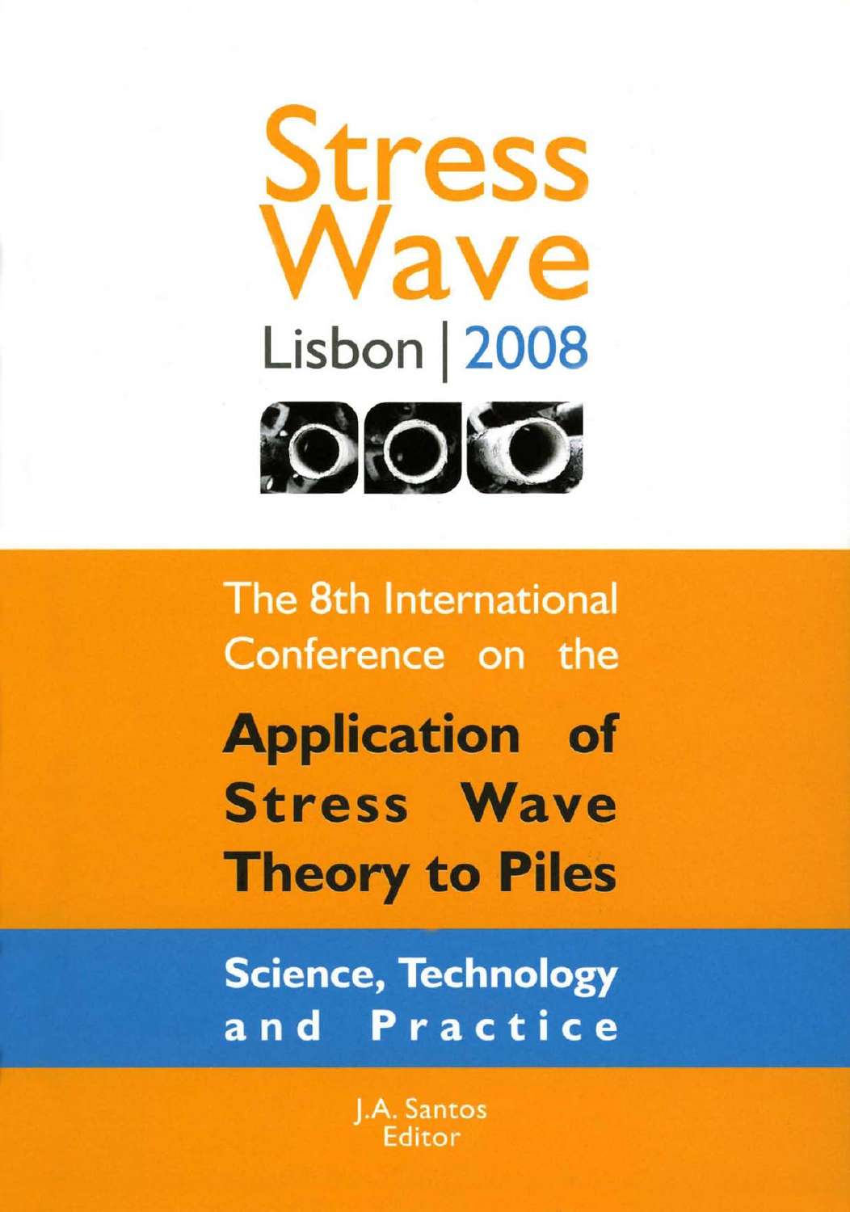# Stress Wave

Lisbon | 2008

The 8th International Conference on the

# Application of Stress Wave Theory to Piles

## Science, Technology and Practice

J.A. Santos
Editor